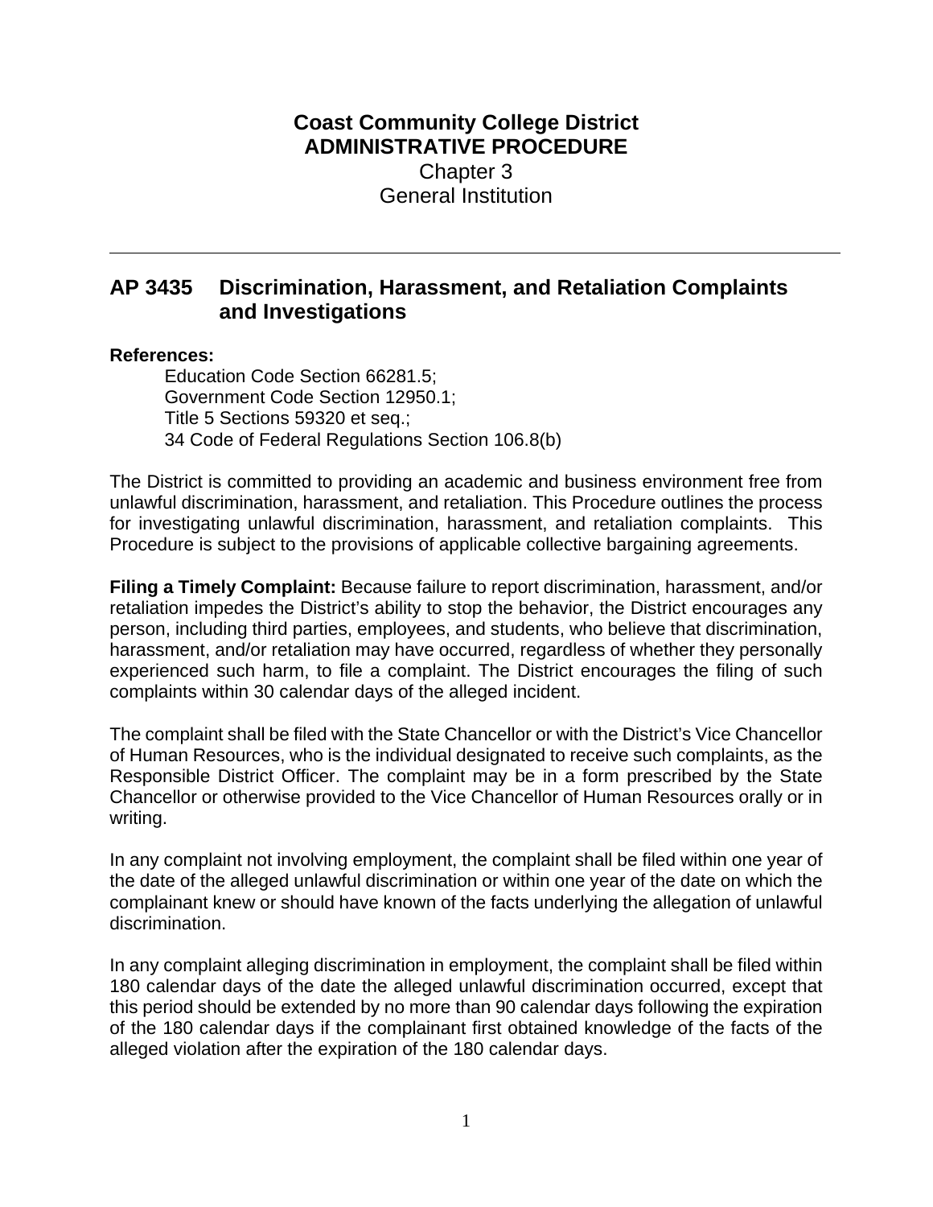# Coast Community College District
## ADMINISTRATIVE PROCEDURE
Chapter 3
General Institution

---

## AP 3435 Discrimination, Harassment, and Retaliation Complaints and Investigations

**References:**

Education Code Section 66281.5;
Government Code Section 12950.1;
Title 5 Sections 59320 et seq.;
34 Code of Federal Regulations Section 106.8(b)

The District is committed to providing an academic and business environment free from unlawful discrimination, harassment, and retaliation. This Procedure outlines the process for investigating unlawful discrimination, harassment, and retaliation complaints. This Procedure is subject to the provisions of applicable collective bargaining agreements.

**Filing a Timely Complaint:** Because failure to report discrimination, harassment, and/or retaliation impedes the District's ability to stop the behavior, the District encourages any person, including third parties, employees, and students, who believe that discrimination, harassment, and/or retaliation may have occurred, regardless of whether they personally experienced such harm, to file a complaint. The District encourages the filing of such complaints within 30 calendar days of the alleged incident.

The complaint shall be filed with the State Chancellor or with the District's Vice Chancellor of Human Resources, who is the individual designated to receive such complaints, as the Responsible District Officer. The complaint may be in a form prescribed by the State Chancellor or otherwise provided to the Vice Chancellor of Human Resources orally or in writing.

In any complaint not involving employment, the complaint shall be filed within one year of the date of the alleged unlawful discrimination or within one year of the date on which the complainant knew or should have known of the facts underlying the allegation of unlawful discrimination.

In any complaint alleging discrimination in employment, the complaint shall be filed within 180 calendar days of the date the alleged unlawful discrimination occurred, except that this period should be extended by no more than 90 calendar days following the expiration of the 180 calendar days if the complainant first obtained knowledge of the facts of the alleged violation after the expiration of the 180 calendar days.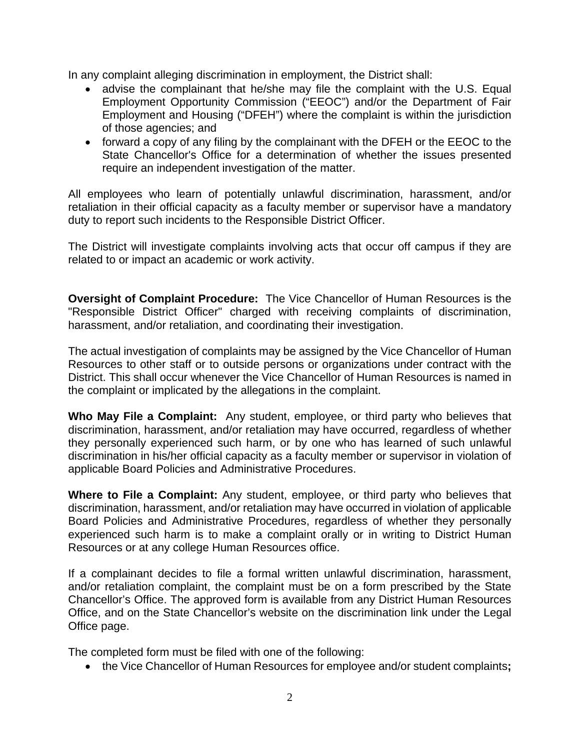In any complaint alleging discrimination in employment, the District shall:

- advise the complainant that he/she may file the complaint with the U.S. Equal Employment Opportunity Commission ("EEOC") and/or the Department of Fair Employment and Housing ("DFEH") where the complaint is within the jurisdiction of those agencies; and
- forward a copy of any filing by the complainant with the DFEH or the EEOC to the State Chancellor's Office for a determination of whether the issues presented require an independent investigation of the matter.

All employees who learn of potentially unlawful discrimination, harassment, and/or retaliation in their official capacity as a faculty member or supervisor have a mandatory duty to report such incidents to the Responsible District Officer.

The District will investigate complaints involving acts that occur off campus if they are related to or impact an academic or work activity.

**Oversight of Complaint Procedure:** The Vice Chancellor of Human Resources is the "Responsible District Officer" charged with receiving complaints of discrimination, harassment, and/or retaliation, and coordinating their investigation.

The actual investigation of complaints may be assigned by the Vice Chancellor of Human Resources to other staff or to outside persons or organizations under contract with the District. This shall occur whenever the Vice Chancellor of Human Resources is named in the complaint or implicated by the allegations in the complaint.

**Who May File a Complaint:** Any student, employee, or third party who believes that discrimination, harassment, and/or retaliation may have occurred, regardless of whether they personally experienced such harm, or by one who has learned of such unlawful discrimination in his/her official capacity as a faculty member or supervisor in violation of applicable Board Policies and Administrative Procedures.

**Where to File a Complaint:** Any student, employee, or third party who believes that discrimination, harassment, and/or retaliation may have occurred in violation of applicable Board Policies and Administrative Procedures, regardless of whether they personally experienced such harm is to make a complaint orally or in writing to District Human Resources or at any college Human Resources office.

If a complainant decides to file a formal written unlawful discrimination, harassment, and/or retaliation complaint, the complaint must be on a form prescribed by the State Chancellor's Office. The approved form is available from any District Human Resources Office, and on the State Chancellor's website on the discrimination link under the Legal Office page.

The completed form must be filed with one of the following:

- the Vice Chancellor of Human Resources for employee and/or student complaints**;**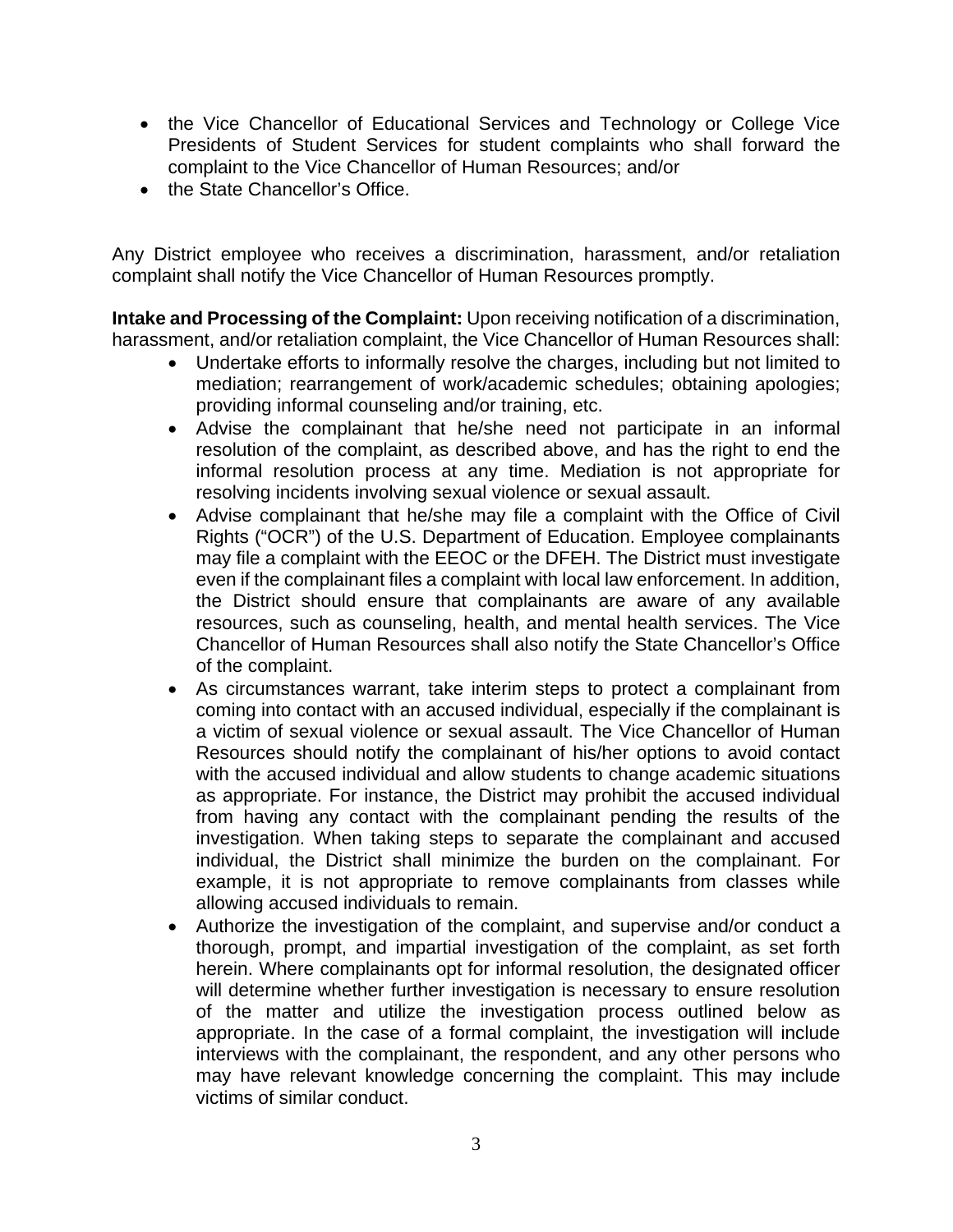- the Vice Chancellor of Educational Services and Technology or College Vice Presidents of Student Services for student complaints who shall forward the complaint to the Vice Chancellor of Human Resources; and/or
- the State Chancellor's Office.

Any District employee who receives a discrimination, harassment, and/or retaliation complaint shall notify the Vice Chancellor of Human Resources promptly.

**Intake and Processing of the Complaint:** Upon receiving notification of a discrimination, harassment, and/or retaliation complaint, the Vice Chancellor of Human Resources shall:

- Undertake efforts to informally resolve the charges, including but not limited to mediation; rearrangement of work/academic schedules; obtaining apologies; providing informal counseling and/or training, etc.
- Advise the complainant that he/she need not participate in an informal resolution of the complaint, as described above, and has the right to end the informal resolution process at any time. Mediation is not appropriate for resolving incidents involving sexual violence or sexual assault.
- Advise complainant that he/she may file a complaint with the Office of Civil Rights ("OCR") of the U.S. Department of Education. Employee complainants may file a complaint with the EEOC or the DFEH. The District must investigate even if the complainant files a complaint with local law enforcement. In addition, the District should ensure that complainants are aware of any available resources, such as counseling, health, and mental health services. The Vice Chancellor of Human Resources shall also notify the State Chancellor's Office of the complaint.
- As circumstances warrant, take interim steps to protect a complainant from coming into contact with an accused individual, especially if the complainant is a victim of sexual violence or sexual assault. The Vice Chancellor of Human Resources should notify the complainant of his/her options to avoid contact with the accused individual and allow students to change academic situations as appropriate. For instance, the District may prohibit the accused individual from having any contact with the complainant pending the results of the investigation. When taking steps to separate the complainant and accused individual, the District shall minimize the burden on the complainant. For example, it is not appropriate to remove complainants from classes while allowing accused individuals to remain.
- Authorize the investigation of the complaint, and supervise and/or conduct a thorough, prompt, and impartial investigation of the complaint, as set forth herein. Where complainants opt for informal resolution, the designated officer will determine whether further investigation is necessary to ensure resolution of the matter and utilize the investigation process outlined below as appropriate. In the case of a formal complaint, the investigation will include interviews with the complainant, the respondent, and any other persons who may have relevant knowledge concerning the complaint. This may include victims of similar conduct.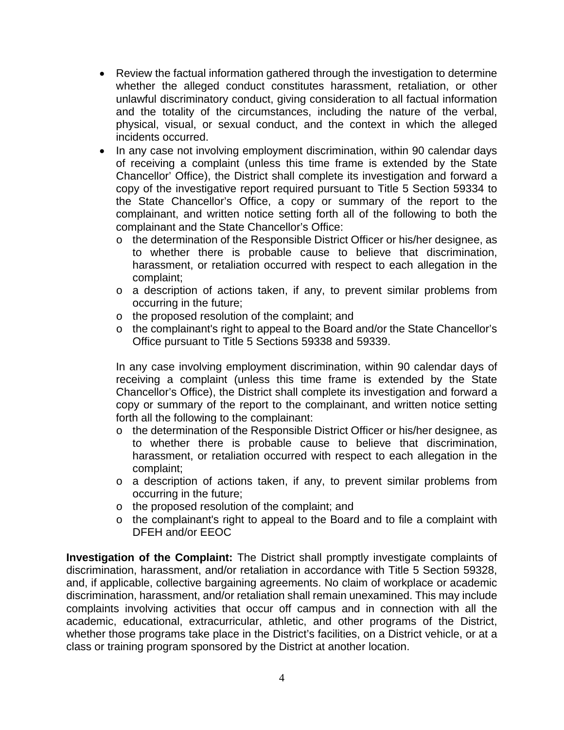- Review the factual information gathered through the investigation to determine whether the alleged conduct constitutes harassment, retaliation, or other unlawful discriminatory conduct, giving consideration to all factual information and the totality of the circumstances, including the nature of the verbal, physical, visual, or sexual conduct, and the context in which the alleged incidents occurred.
- In any case not involving employment discrimination, within 90 calendar days of receiving a complaint (unless this time frame is extended by the State Chancellor' Office), the District shall complete its investigation and forward a copy of the investigative report required pursuant to Title 5 Section 59334 to the State Chancellor's Office, a copy or summary of the report to the complainant, and written notice setting forth all of the following to both the complainant and the State Chancellor's Office:
  - the determination of the Responsible District Officer or his/her designee, as to whether there is probable cause to believe that discrimination, harassment, or retaliation occurred with respect to each allegation in the complaint;
  - a description of actions taken, if any, to prevent similar problems from occurring in the future;
  - the proposed resolution of the complaint; and
  - the complainant's right to appeal to the Board and/or the State Chancellor's Office pursuant to Title 5 Sections 59338 and 59339.

  In any case involving employment discrimination, within 90 calendar days of receiving a complaint (unless this time frame is extended by the State Chancellor's Office), the District shall complete its investigation and forward a copy or summary of the report to the complainant, and written notice setting forth all the following to the complainant:
  - the determination of the Responsible District Officer or his/her designee, as to whether there is probable cause to believe that discrimination, harassment, or retaliation occurred with respect to each allegation in the complaint;
  - a description of actions taken, if any, to prevent similar problems from occurring in the future;
  - the proposed resolution of the complaint; and
  - the complainant's right to appeal to the Board and to file a complaint with DFEH and/or EEOC

**Investigation of the Complaint:** The District shall promptly investigate complaints of discrimination, harassment, and/or retaliation in accordance with Title 5 Section 59328, and, if applicable, collective bargaining agreements. No claim of workplace or academic discrimination, harassment, and/or retaliation shall remain unexamined. This may include complaints involving activities that occur off campus and in connection with all the academic, educational, extracurricular, athletic, and other programs of the District, whether those programs take place in the District's facilities, on a District vehicle, or at a class or training program sponsored by the District at another location.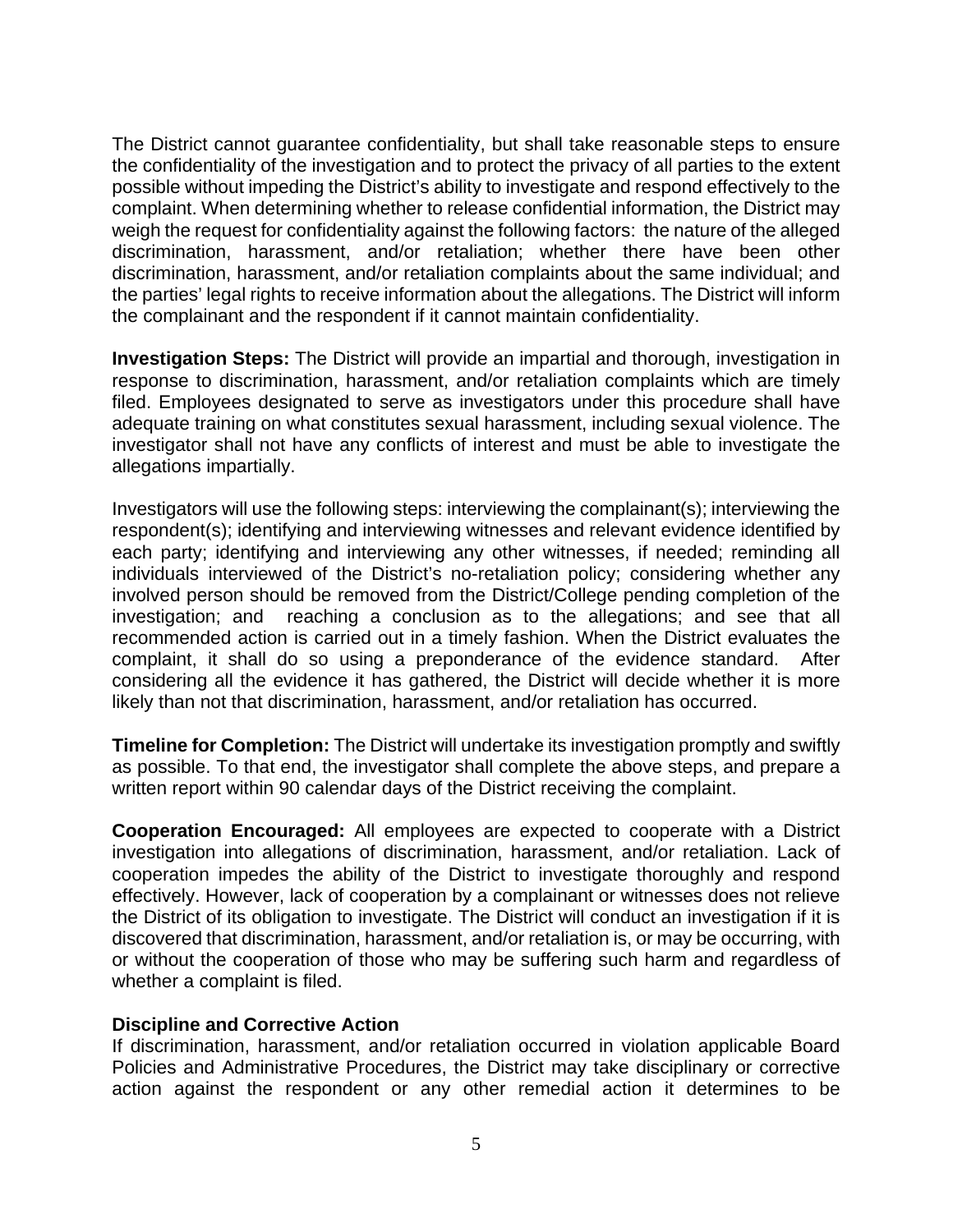The District cannot guarantee confidentiality, but shall take reasonable steps to ensure the confidentiality of the investigation and to protect the privacy of all parties to the extent possible without impeding the District's ability to investigate and respond effectively to the complaint. When determining whether to release confidential information, the District may weigh the request for confidentiality against the following factors: the nature of the alleged discrimination, harassment, and/or retaliation; whether there have been other discrimination, harassment, and/or retaliation complaints about the same individual; and the parties' legal rights to receive information about the allegations. The District will inform the complainant and the respondent if it cannot maintain confidentiality.

**Investigation Steps:** The District will provide an impartial and thorough, investigation in response to discrimination, harassment, and/or retaliation complaints which are timely filed. Employees designated to serve as investigators under this procedure shall have adequate training on what constitutes sexual harassment, including sexual violence. The investigator shall not have any conflicts of interest and must be able to investigate the allegations impartially.

Investigators will use the following steps: interviewing the complainant(s); interviewing the respondent(s); identifying and interviewing witnesses and relevant evidence identified by each party; identifying and interviewing any other witnesses, if needed; reminding all individuals interviewed of the District's no-retaliation policy; considering whether any involved person should be removed from the District/College pending completion of the investigation; and reaching a conclusion as to the allegations; and see that all recommended action is carried out in a timely fashion. When the District evaluates the complaint, it shall do so using a preponderance of the evidence standard. After considering all the evidence it has gathered, the District will decide whether it is more likely than not that discrimination, harassment, and/or retaliation has occurred.

**Timeline for Completion:** The District will undertake its investigation promptly and swiftly as possible. To that end, the investigator shall complete the above steps, and prepare a written report within 90 calendar days of the District receiving the complaint.

**Cooperation Encouraged:** All employees are expected to cooperate with a District investigation into allegations of discrimination, harassment, and/or retaliation. Lack of cooperation impedes the ability of the District to investigate thoroughly and respond effectively. However, lack of cooperation by a complainant or witnesses does not relieve the District of its obligation to investigate. The District will conduct an investigation if it is discovered that discrimination, harassment, and/or retaliation is, or may be occurring, with or without the cooperation of those who may be suffering such harm and regardless of whether a complaint is filed.

**Discipline and Corrective Action**

If discrimination, harassment, and/or retaliation occurred in violation applicable Board Policies and Administrative Procedures, the District may take disciplinary or corrective action against the respondent or any other remedial action it determines to be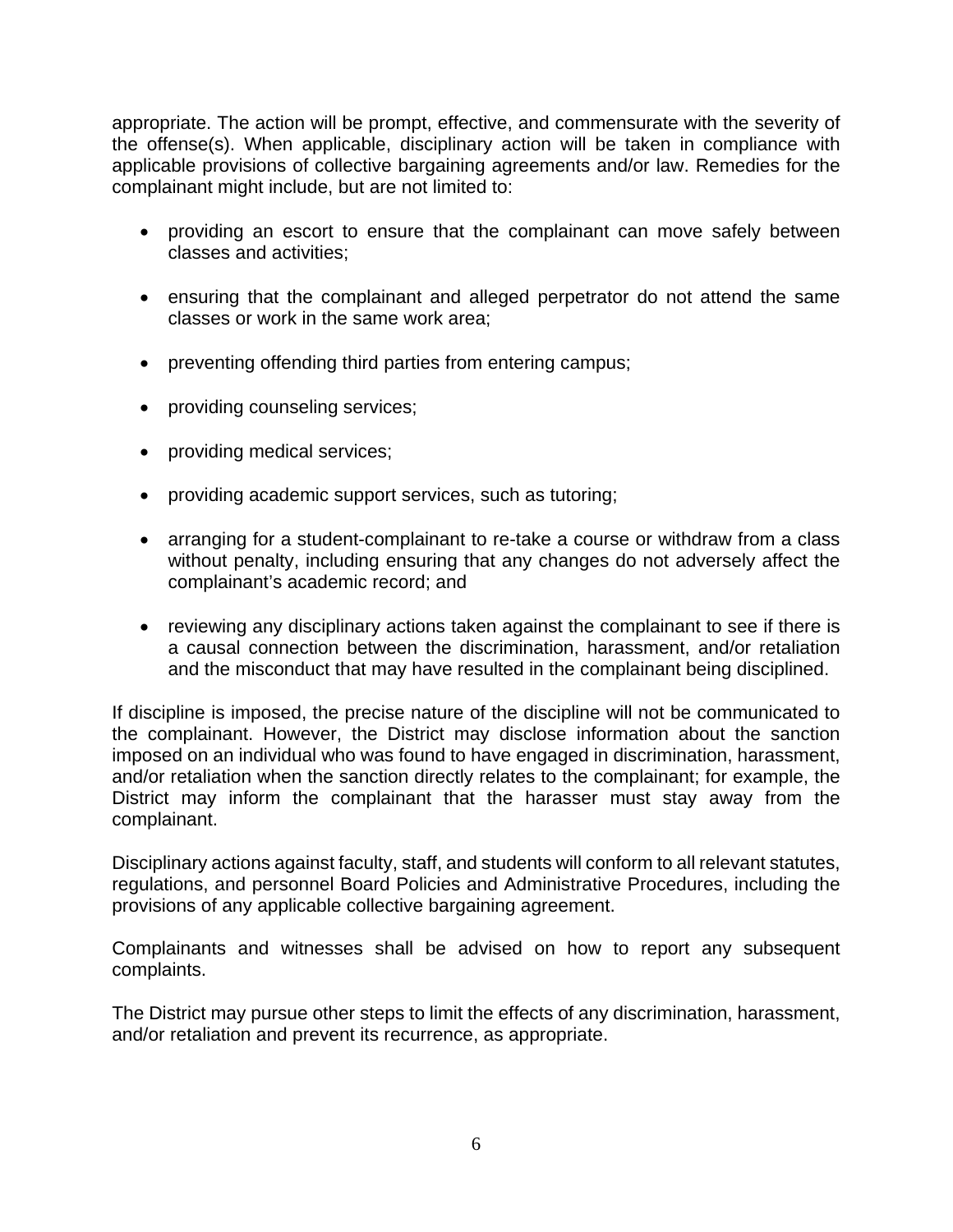appropriate. The action will be prompt, effective, and commensurate with the severity of the offense(s). When applicable, disciplinary action will be taken in compliance with applicable provisions of collective bargaining agreements and/or law. Remedies for the complainant might include, but are not limited to:

- providing an escort to ensure that the complainant can move safely between classes and activities;
- ensuring that the complainant and alleged perpetrator do not attend the same classes or work in the same work area;
- preventing offending third parties from entering campus;
- providing counseling services;
- providing medical services;
- providing academic support services, such as tutoring;
- arranging for a student-complainant to re-take a course or withdraw from a class without penalty, including ensuring that any changes do not adversely affect the complainant's academic record; and
- reviewing any disciplinary actions taken against the complainant to see if there is a causal connection between the discrimination, harassment, and/or retaliation and the misconduct that may have resulted in the complainant being disciplined.

If discipline is imposed, the precise nature of the discipline will not be communicated to the complainant. However, the District may disclose information about the sanction imposed on an individual who was found to have engaged in discrimination, harassment, and/or retaliation when the sanction directly relates to the complainant; for example, the District may inform the complainant that the harasser must stay away from the complainant.

Disciplinary actions against faculty, staff, and students will conform to all relevant statutes, regulations, and personnel Board Policies and Administrative Procedures, including the provisions of any applicable collective bargaining agreement.

Complainants and witnesses shall be advised on how to report any subsequent complaints.

The District may pursue other steps to limit the effects of any discrimination, harassment, and/or retaliation and prevent its recurrence, as appropriate.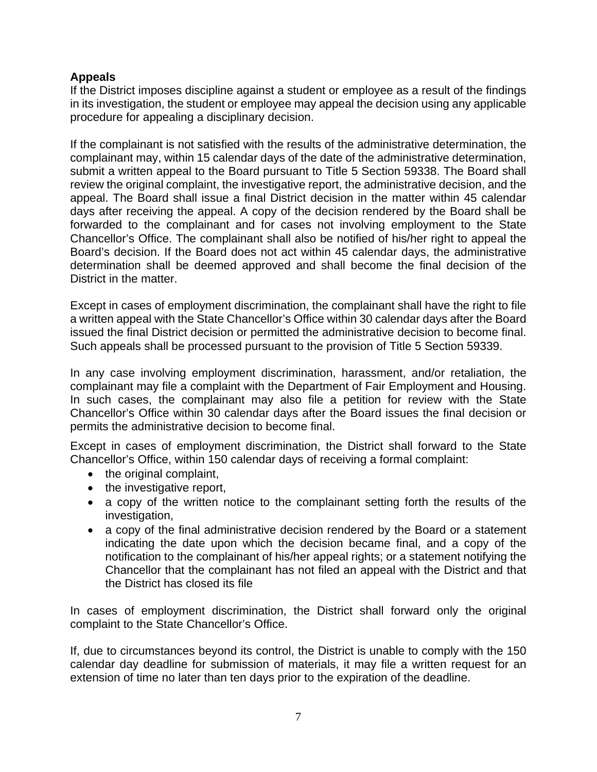**Appeals**

If the District imposes discipline against a student or employee as a result of the findings in its investigation, the student or employee may appeal the decision using any applicable procedure for appealing a disciplinary decision.

If the complainant is not satisfied with the results of the administrative determination, the complainant may, within 15 calendar days of the date of the administrative determination, submit a written appeal to the Board pursuant to Title 5 Section 59338. The Board shall review the original complaint, the investigative report, the administrative decision, and the appeal. The Board shall issue a final District decision in the matter within 45 calendar days after receiving the appeal. A copy of the decision rendered by the Board shall be forwarded to the complainant and for cases not involving employment to the State Chancellor's Office. The complainant shall also be notified of his/her right to appeal the Board's decision. If the Board does not act within 45 calendar days, the administrative determination shall be deemed approved and shall become the final decision of the District in the matter.

Except in cases of employment discrimination, the complainant shall have the right to file a written appeal with the State Chancellor's Office within 30 calendar days after the Board issued the final District decision or permitted the administrative decision to become final. Such appeals shall be processed pursuant to the provision of Title 5 Section 59339.

In any case involving employment discrimination, harassment, and/or retaliation, the complainant may file a complaint with the Department of Fair Employment and Housing. In such cases, the complainant may also file a petition for review with the State Chancellor's Office within 30 calendar days after the Board issues the final decision or permits the administrative decision to become final.

Except in cases of employment discrimination, the District shall forward to the State Chancellor's Office, within 150 calendar days of receiving a formal complaint:

- the original complaint,
- the investigative report,
- a copy of the written notice to the complainant setting forth the results of the investigation,
- a copy of the final administrative decision rendered by the Board or a statement indicating the date upon which the decision became final, and a copy of the notification to the complainant of his/her appeal rights; or a statement notifying the Chancellor that the complainant has not filed an appeal with the District and that the District has closed its file

In cases of employment discrimination, the District shall forward only the original complaint to the State Chancellor's Office.

If, due to circumstances beyond its control, the District is unable to comply with the 150 calendar day deadline for submission of materials, it may file a written request for an extension of time no later than ten days prior to the expiration of the deadline.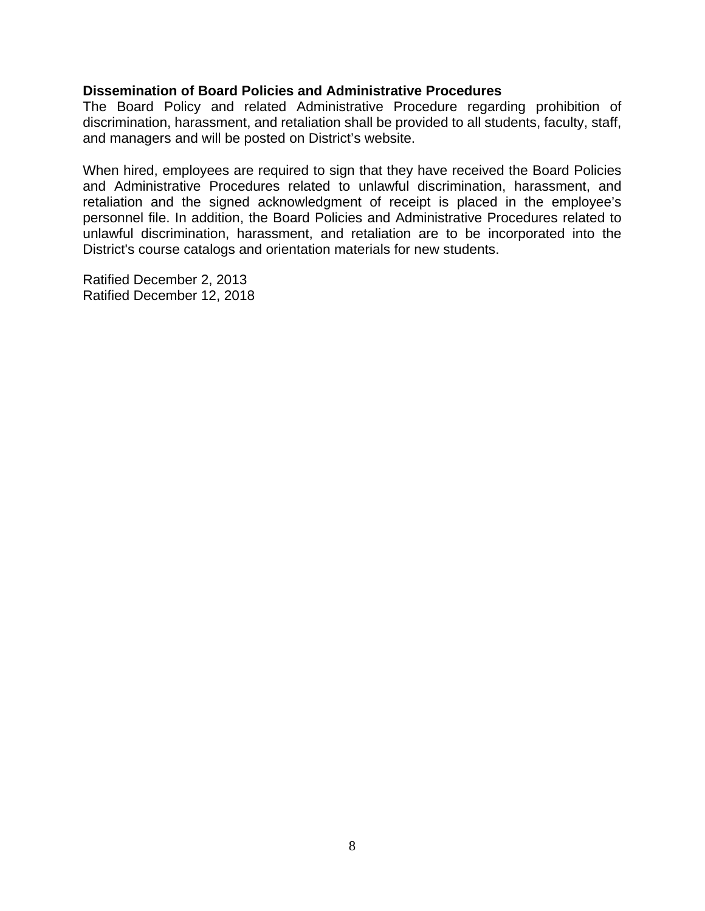**Dissemination of Board Policies and Administrative Procedures**

The Board Policy and related Administrative Procedure regarding prohibition of discrimination, harassment, and retaliation shall be provided to all students, faculty, staff, and managers and will be posted on District's website.

When hired, employees are required to sign that they have received the Board Policies and Administrative Procedures related to unlawful discrimination, harassment, and retaliation and the signed acknowledgment of receipt is placed in the employee's personnel file. In addition, the Board Policies and Administrative Procedures related to unlawful discrimination, harassment, and retaliation are to be incorporated into the District's course catalogs and orientation materials for new students.

Ratified December 2, 2013
Ratified December 12, 2018